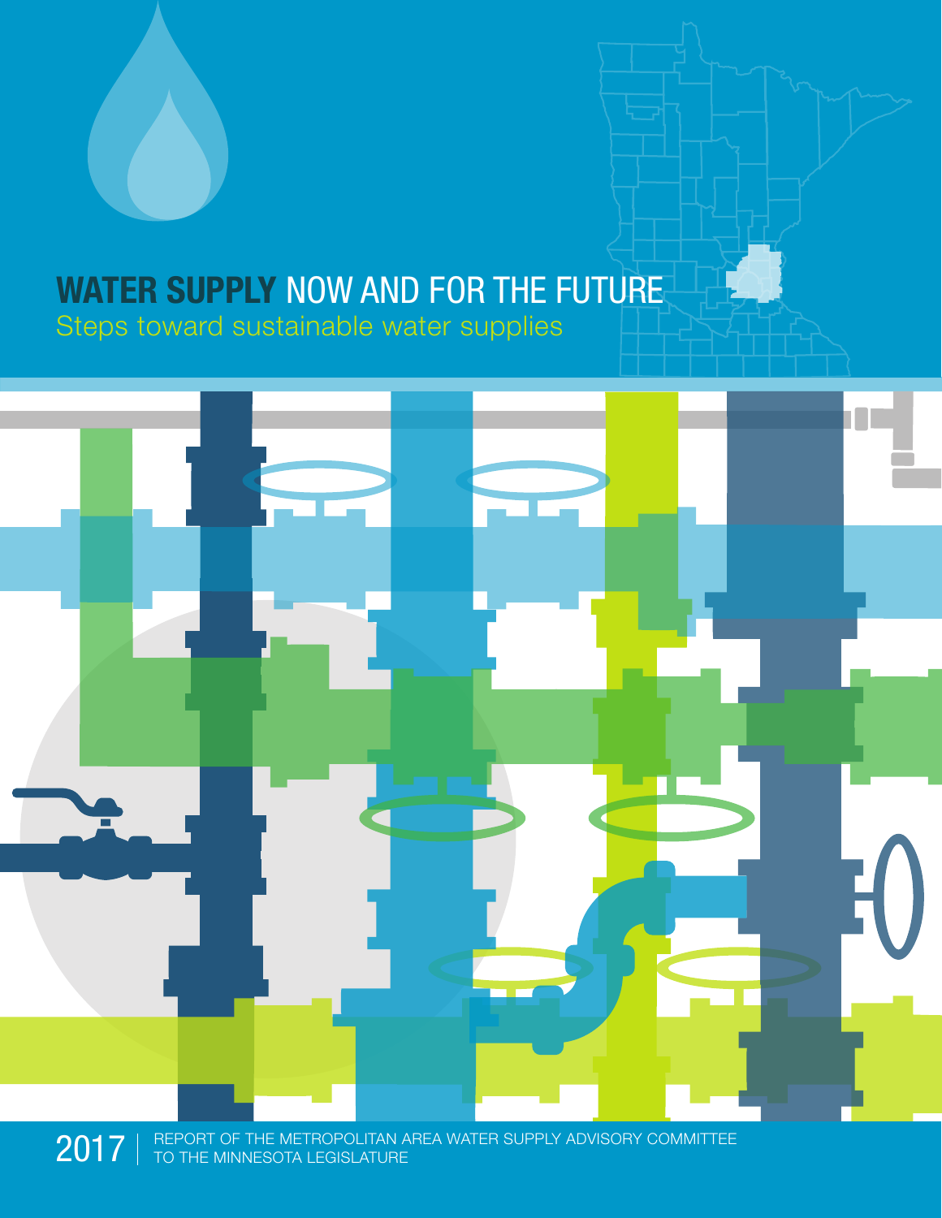# WATER SUPPLY NOW AND FOR THE FUTURE

## Steps toward sustainable water supplies

2017 | REPORT OF THE METROPOLITAN AREA WATER SUPPLY ADVISORY COMMITTEE TO THE MINNESOTA LEGISLATURE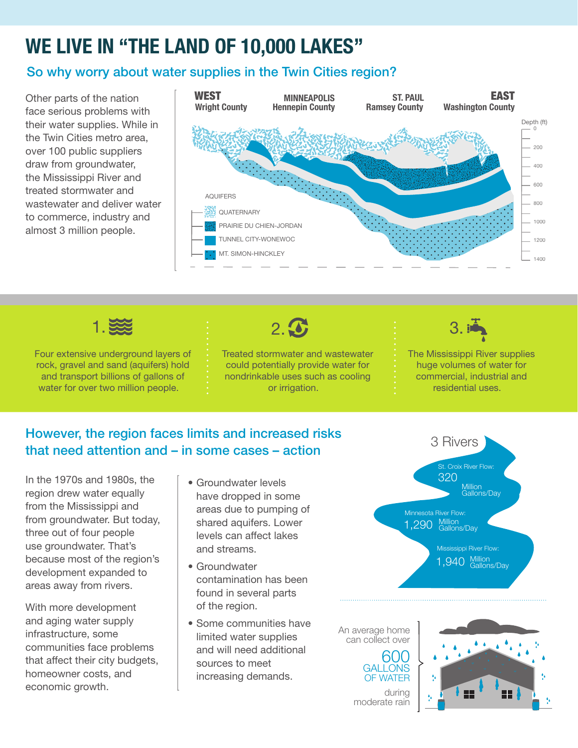# WE LIVE IN "THE LAND OF 10,000 LAKES"

## So why worry about water supplies in the Twin Cities region?

Other parts of the nation face serious problems with their water supplies. While in the Twin Cities metro area, over 100 public suppliers draw from groundwater, the Mississippi River and treated stormwater and wastewater and deliver water to commerce, industry and almost 3 million people.

**WEST** Wright County | **MINNEAPOLIS** Hennepin County | **ST. PAUL** Ramsey County | **EAST** Washington County

Depth (ft): 0, 200, 400, 600, 800, 1000, 1200, 1400

AQUIFERS

- QUATERNARY
- PRAIRIE DU CHIEN-JORDAN
- TUNNEL CITY-WONEWOC
- MT. SIMON-HINCKLEY

**1.** Four extensive underground layers of rock, gravel and sand (aquifers) hold and transport billions of gallons of water for over two million people.

**2.** Treated stormwater and wastewater could potentially provide water for nondrinkable uses such as cooling or irrigation.

**3.** The Mississippi River supplies huge volumes of water for commercial, industrial and residential uses.

## However, the region faces limits and increased risks that need attention and – in some cases – action

In the 1970s and 1980s, the region drew water equally from the Mississippi and from groundwater. But today, three out of four people use groundwater. That's because most of the region's development expanded to areas away from rivers.

With more development and aging water supply infrastructure, some communities face problems that affect their city budgets, homeowner costs, and economic growth.

- Groundwater levels have dropped in some areas due to pumping of shared aquifers. Lower levels can affect lakes and streams.
- Groundwater contamination has been found in several parts of the region.
- Some communities have limited water supplies and will need additional sources to meet increasing demands.

**3 Rivers**

- St. Croix River Flow: 320 Million Gallons/Day
- Minnesota River Flow: 1,290 Million Gallons/Day
- Mississippi River Flow: 1,940 Million Gallons/Day

An average home can collect over **600 GALLONS OF WATER** during moderate rain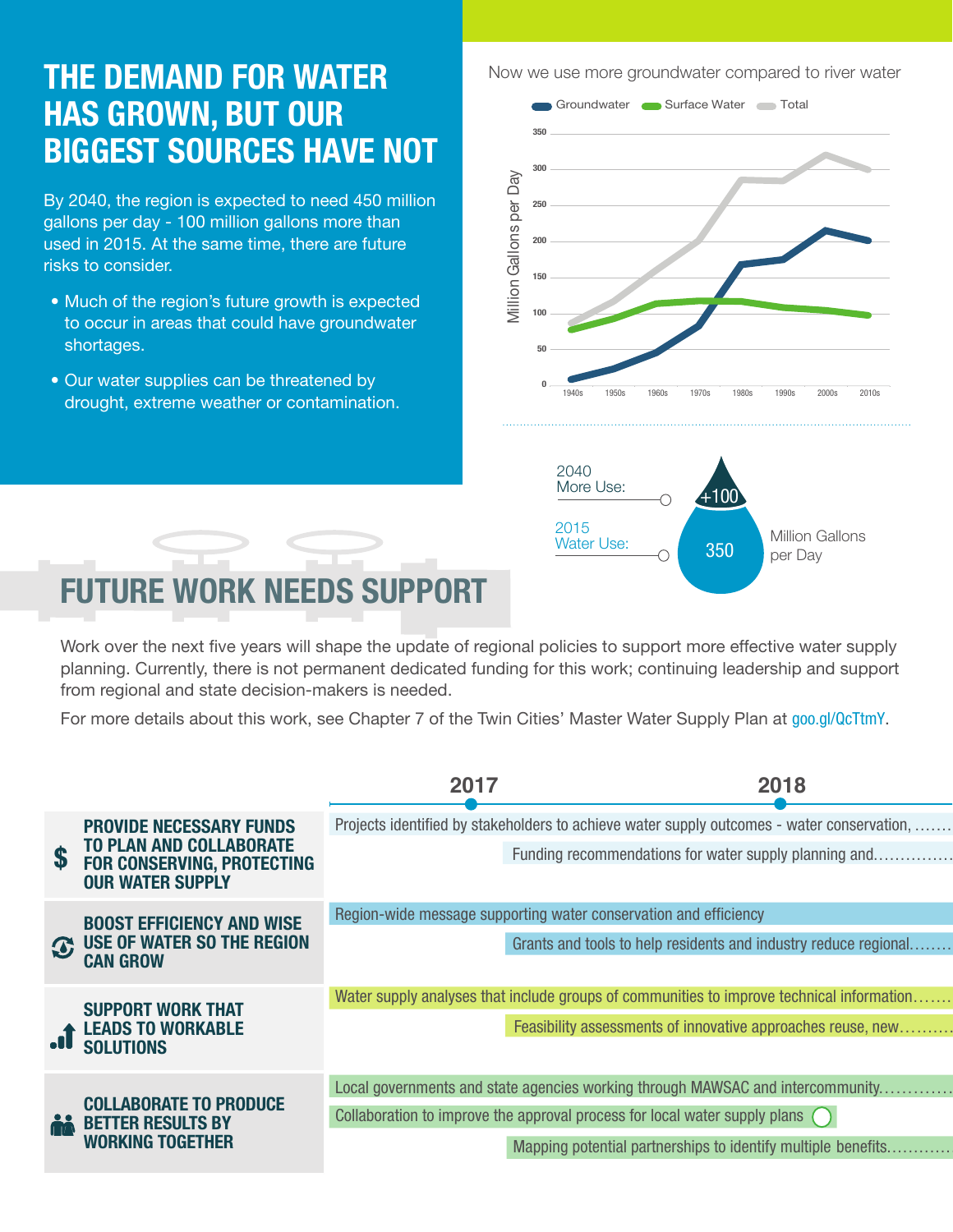# THE DEMAND FOR WATER HAS GROWN, BUT OUR BIGGEST SOURCES HAVE NOT

By 2040, the region is expected to need 450 million gallons per day - 100 million gallons more than used in 2015. At the same time, there are future risks to consider.

- Much of the region's future growth is expected to occur in areas that could have groundwater shortages.
- Our water supplies can be threatened by drought, extreme weather or contamination.

Now we use more groundwater compared to river water

Groundwater · Surface Water · Total

Million Gallons per Day

1940s · 1950s · 1960s · 1970s · 1980s · 1990s · 2000s · 2010s

2040 More Use: +100

2015 Water Use: 350

Million Gallons per Day

# FUTURE WORK NEEDS SUPPORT

Work over the next five years will shape the update of regional policies to support more effective water supply planning. Currently, there is not permanent dedicated funding for this work; continuing leadership and support from regional and state decision-makers is needed.

For more details about this work, see Chapter 7 of the Twin Cities' Master Water Supply Plan at goo.gl/QcTtmY.

| | 2017 | 2018 |
|---|---|---|
| **PROVIDE NECESSARY FUNDS TO PLAN AND COLLABORATE FOR CONSERVING, PROTECTING OUR WATER SUPPLY** | Projects identified by stakeholders to achieve water supply outcomes - water conservation, ……. | |
| | | Funding recommendations for water supply planning and…………… |
| **BOOST EFFICIENCY AND WISE USE OF WATER SO THE REGION CAN GROW** | Region-wide message supporting water conservation and efficiency | |
| | | Grants and tools to help residents and industry reduce regional…….. |
| **SUPPORT WORK THAT LEADS TO WORKABLE SOLUTIONS** | Water supply analyses that include groups of communities to improve technical information……. | |
| | | Feasibility assessments of innovative approaches reuse, new………. |
| **COLLABORATE TO PRODUCE BETTER RESULTS BY WORKING TOGETHER** | Local governments and state agencies working through MAWSAC and intercommunity…………. | |
| | Collaboration to improve the approval process for local water supply plans | |
| | | Mapping potential partnerships to identify multiple benefits……….. |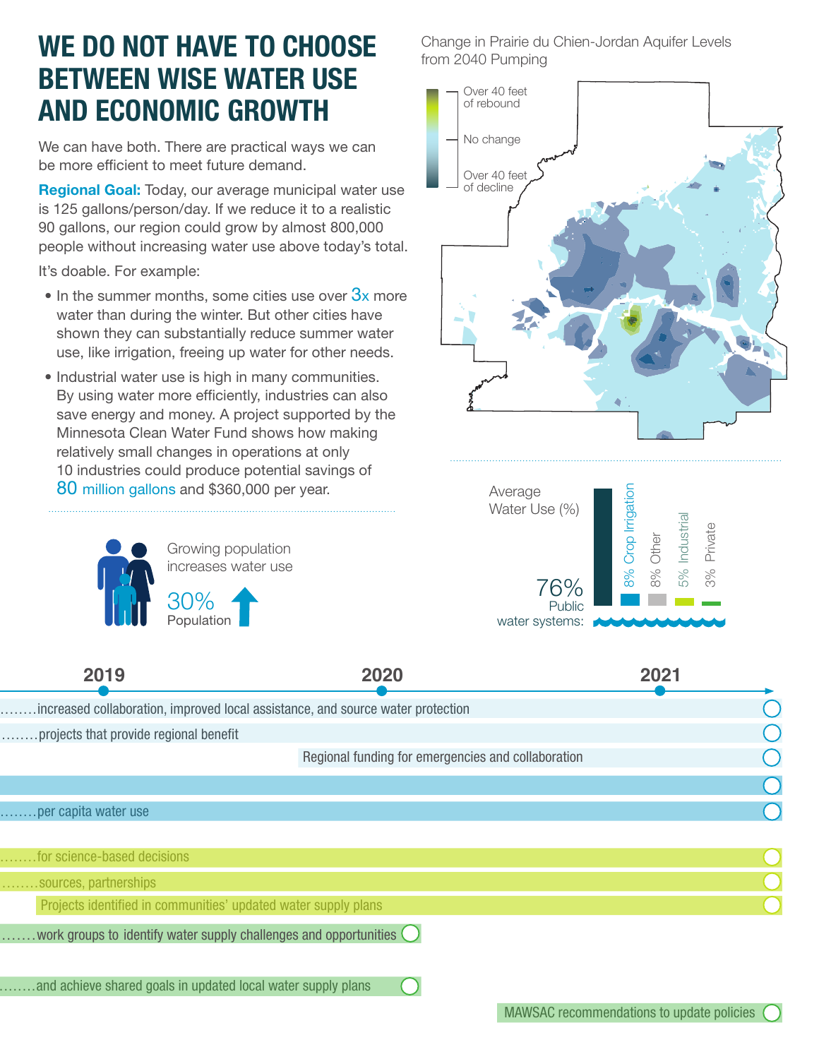# WE DO NOT HAVE TO CHOOSE BETWEEN WISE WATER USE AND ECONOMIC GROWTH

We can have both. There are practical ways we can be more efficient to meet future demand.

**Regional Goal:** Today, our average municipal water use is 125 gallons/person/day. If we reduce it to a realistic 90 gallons, our region could grow by almost 800,000 people without increasing water use above today's total.

It's doable. For example:

- In the summer months, some cities use over 3x more water than during the winter. But other cities have shown they can substantially reduce summer water use, like irrigation, freeing up water for other needs.
- Industrial water use is high in many communities. By using water more efficiently, industries can also save energy and money. A project supported by the Minnesota Clean Water Fund shows how making relatively small changes in operations at only 10 industries could produce potential savings of 80 million gallons and $360,000 per year.

Growing population increases water use

30% Population

Change in Prairie du Chien-Jordan Aquifer Levels from 2040 Pumping

Over 40 feet of rebound

No change

Over 40 feet of decline

Average Water Use (%)

76% Public water systems

8% Crop Irrigation

8% Other

5% Industrial

3% Private

2019 | 2020 | 2021

........increased collaboration, improved local assistance, and source water protection

........projects that provide regional benefit

Regional funding for emergencies and collaboration

........per capita water use

........for science-based decisions

........sources, partnerships

Projects identified in communities' updated water supply plans

........work groups to identify water supply challenges and opportunities

........and achieve shared goals in updated local water supply plans

MAWSAC recommendations to update policies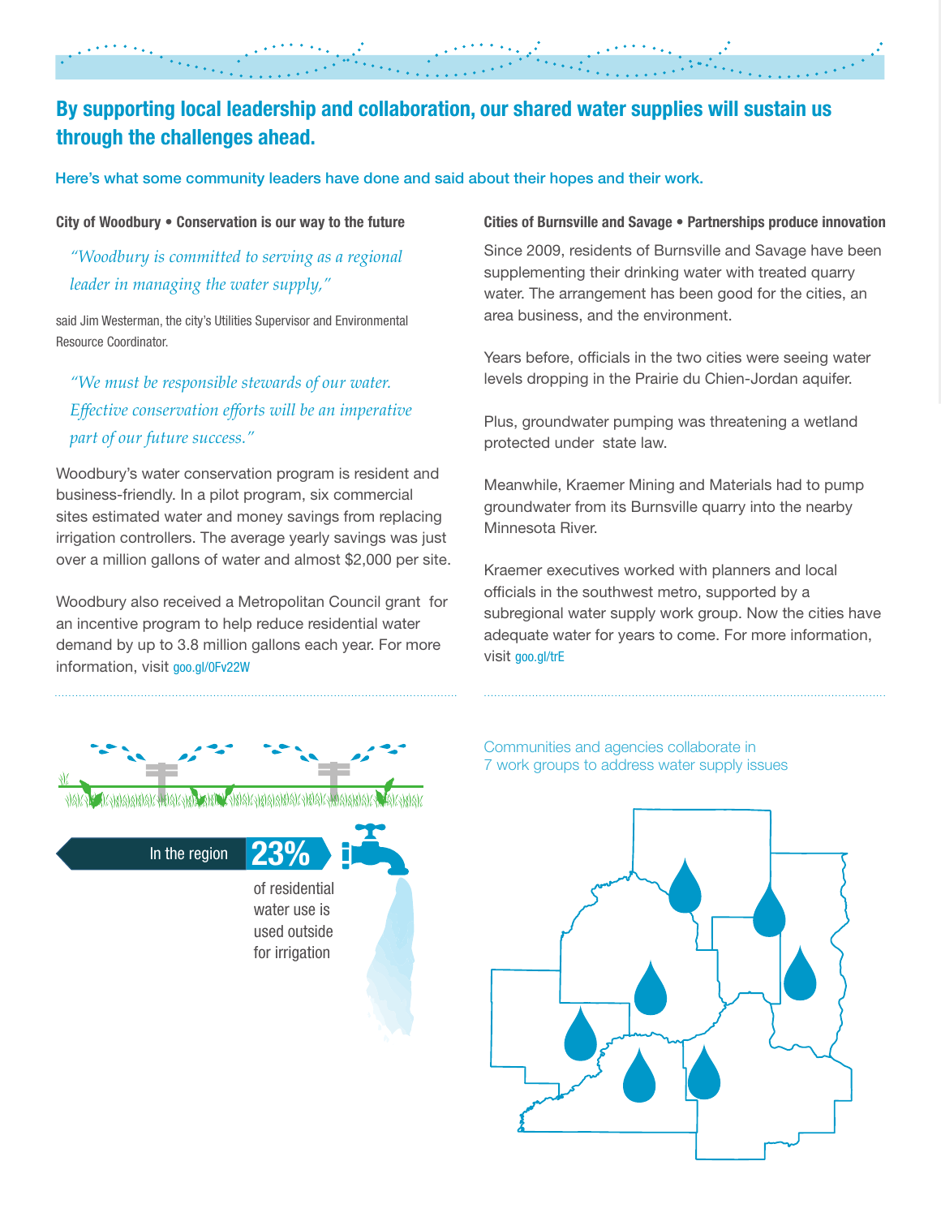## By supporting local leadership and collaboration, our shared water supplies will sustain us through the challenges ahead.

Here's what some community leaders have done and said about their hopes and their work.

### City of Woodbury • Conservation is our way to the future

> *"Woodbury is committed to serving as a regional leader in managing the water supply,"*

said Jim Westerman, the city's Utilities Supervisor and Environmental Resource Coordinator.

> *"We must be responsible stewards of our water. Effective conservation efforts will be an imperative part of our future success."*

Woodbury's water conservation program is resident and business-friendly. In a pilot program, six commercial sites estimated water and money savings from replacing irrigation controllers. The average yearly savings was just over a million gallons of water and almost $2,000 per site.

Woodbury also received a Metropolitan Council grant for an incentive program to help reduce residential water demand by up to 3.8 million gallons each year. For more information, visit goo.gl/0Fv22W

### Cities of Burnsville and Savage • Partnerships produce innovation

Since 2009, residents of Burnsville and Savage have been supplementing their drinking water with treated quarry water. The arrangement has been good for the cities, an area business, and the environment.

Years before, officials in the two cities were seeing water levels dropping in the Prairie du Chien-Jordan aquifer.

Plus, groundwater pumping was threatening a wetland protected under state law.

Meanwhile, Kraemer Mining and Materials had to pump groundwater from its Burnsville quarry into the nearby Minnesota River.

Kraemer executives worked with planners and local officials in the southwest metro, supported by a subregional water supply work group. Now the cities have adequate water for years to come. For more information, visit goo.gl/trE

In the region **23%** of residential water use is used outside for irrigation

Communities and agencies collaborate in 7 work groups to address water supply issues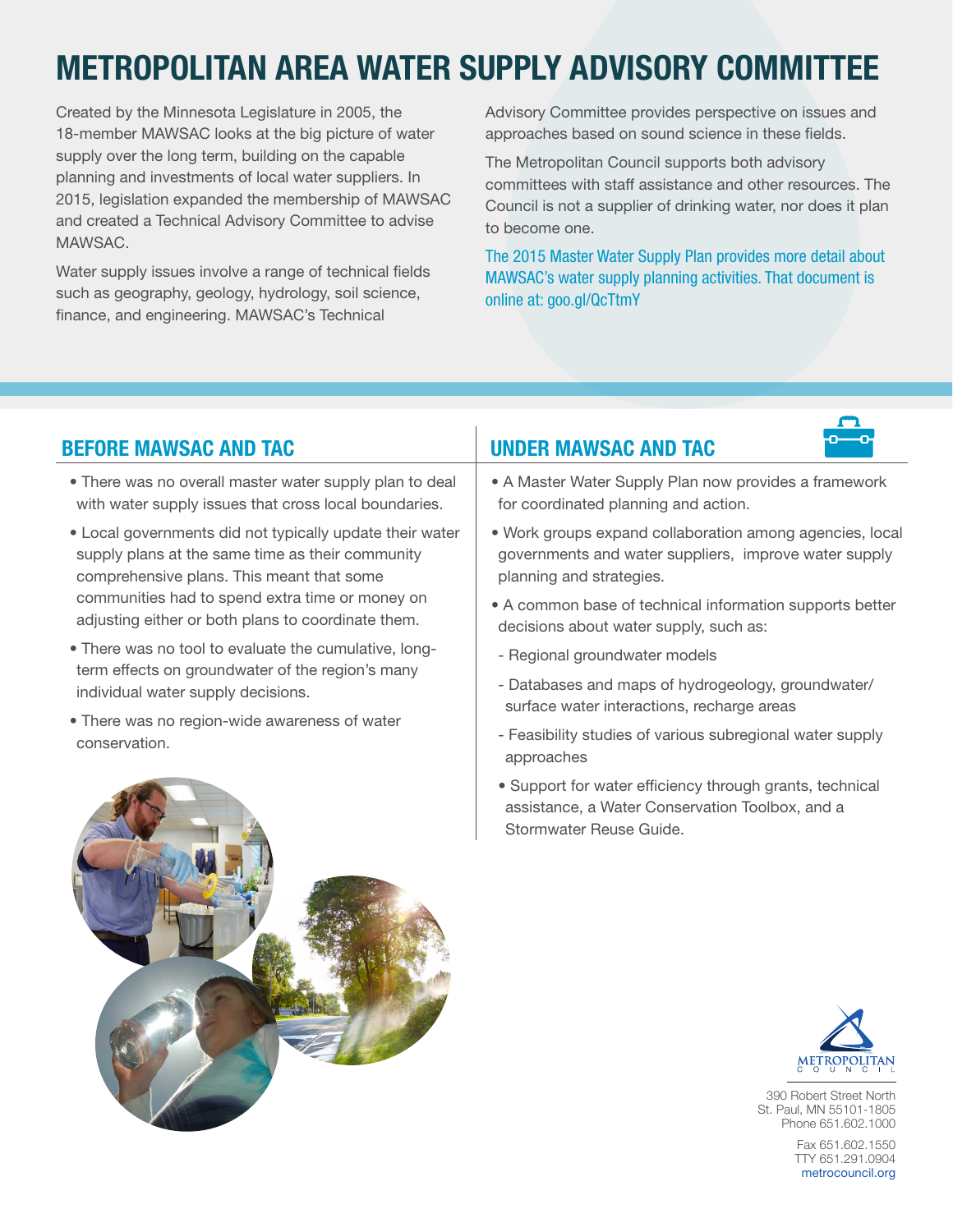# METROPOLITAN AREA WATER SUPPLY ADVISORY COMMITTEE

Created by the Minnesota Legislature in 2005, the 18-member MAWSAC looks at the big picture of water supply over the long term, building on the capable planning and investments of local water suppliers. In 2015, legislation expanded the membership of MAWSAC and created a Technical Advisory Committee to advise MAWSAC.

Water supply issues involve a range of technical fields such as geography, geology, hydrology, soil science, finance, and engineering. MAWSAC's Technical Advisory Committee provides perspective on issues and approaches based on sound science in these fields.

The Metropolitan Council supports both advisory committees with staff assistance and other resources. The Council is not a supplier of drinking water, nor does it plan to become one.

The 2015 Master Water Supply Plan provides more detail about MAWSAC's water supply planning activities. That document is online at: goo.gl/QcTtmY

## BEFORE MAWSAC AND TAC

- There was no overall master water supply plan to deal with water supply issues that cross local boundaries.
- Local governments did not typically update their water supply plans at the same time as their community comprehensive plans. This meant that some communities had to spend extra time or money on adjusting either or both plans to coordinate them.
- There was no tool to evaluate the cumulative, long-term effects on groundwater of the region's many individual water supply decisions.
- There was no region-wide awareness of water conservation.

## UNDER MAWSAC AND TAC

- A Master Water Supply Plan now provides a framework for coordinated planning and action.
- Work groups expand collaboration among agencies, local governments and water suppliers, improve water supply planning and strategies.
- A common base of technical information supports better decisions about water supply, such as:
  - Regional groundwater models
  - Databases and maps of hydrogeology, groundwater/surface water interactions, recharge areas
  - Feasibility studies of various subregional water supply approaches
- Support for water efficiency through grants, technical assistance, a Water Conservation Toolbox, and a Stormwater Reuse Guide.

METROPOLITAN COUNCIL

390 Robert Street North
St. Paul, MN 55101-1805
Phone 651.602.1000

Fax 651.602.1550
TTY 651.291.0904
metrocouncil.org